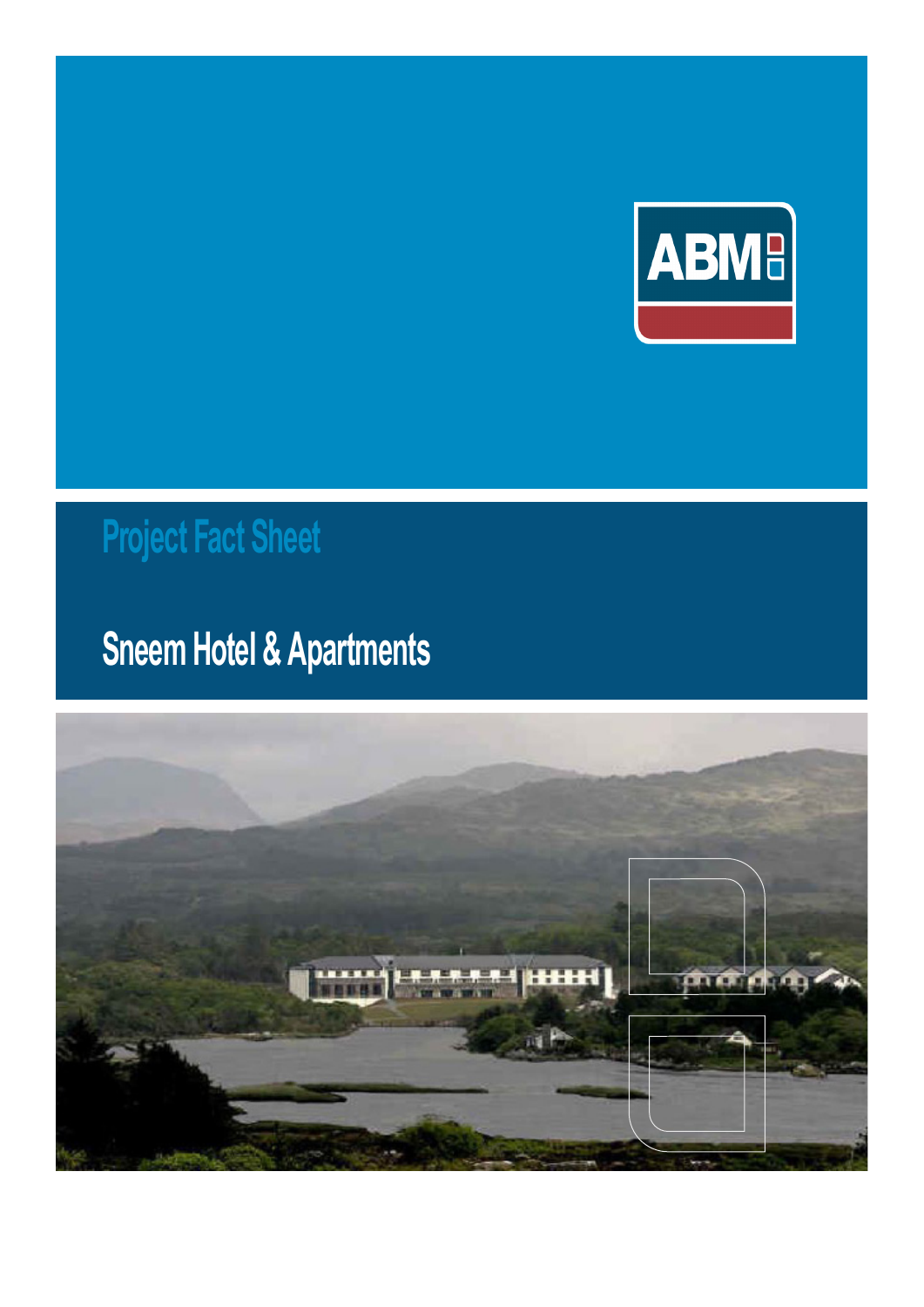ABM

# Project Fact Sheet

## Sneem Hotel & Apartments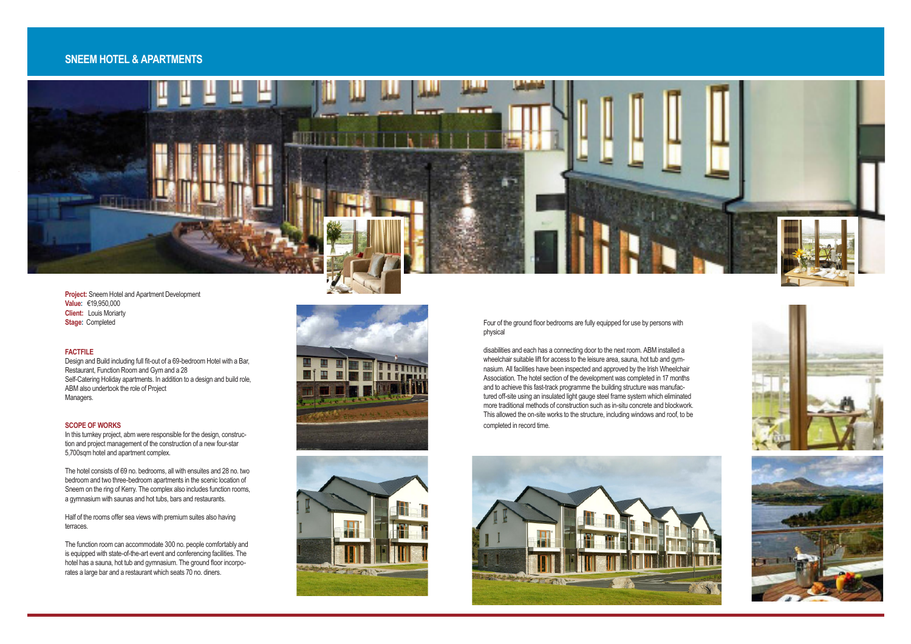## SNEEM HOTEL & APARTMENTS

**Project:** Sneem Hotel and Apartment Development
**Value:** €19,950,000
**Client:** Louis Moriarty
**Stage:** Completed

### FACTFILE

Design and Build including full fit-out of a 69-bedroom Hotel with a Bar, Restaurant, Function Room and Gym and a 28 Self-Catering Holiday apartments. In addition to a design and build role, ABM also undertook the role of Project Managers.

### SCOPE OF WORKS

In this turnkey project, abm were responsible for the design, construction and project management of the construction of a new four-star 5,700sqm hotel and apartment complex.

The hotel consists of 69 no. bedrooms, all with ensuites and 28 no. two bedroom and two three-bedroom apartments in the scenic location of Sneem on the ring of Kerry. The complex also includes function rooms, a gymnasium with saunas and hot tubs, bars and restaurants.

Half of the rooms offer sea views with premium suites also having terraces.

The function room can accommodate 300 no. people comfortably and is equipped with state-of-the-art event and conferencing facilities. The hotel has a sauna, hot tub and gymnasium. The ground floor incorporates a large bar and a restaurant which seats 70 no. diners.

Four of the ground floor bedrooms are fully equipped for use by persons with physical

disabilities and each has a connecting door to the next room. ABM installed a wheelchair suitable lift for access to the leisure area, sauna, hot tub and gymnasium. All facilities have been inspected and approved by the Irish Wheelchair Association. The hotel section of the development was completed in 17 months and to achieve this fast-track programme the building structure was manufactured off-site using an insulated light gauge steel frame system which eliminated more traditional methods of construction such as in-situ concrete and blockwork. This allowed the on-site works to the structure, including windows and roof, to be completed in record time.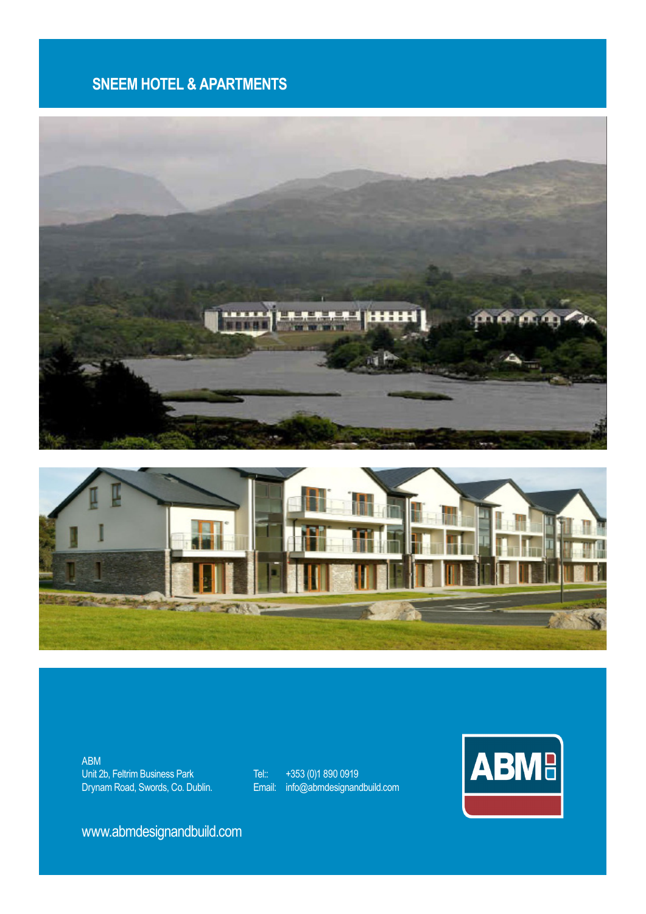## SNEEM HOTEL & APARTMENTS

ABM
Unit 2b, Feltrim Business Park
Drynam Road, Swords, Co. Dublin.

Tel:: +353 (0)1 890 0919
Email: info@abmdesignandbuild.com

www.abmdesignandbuild.com